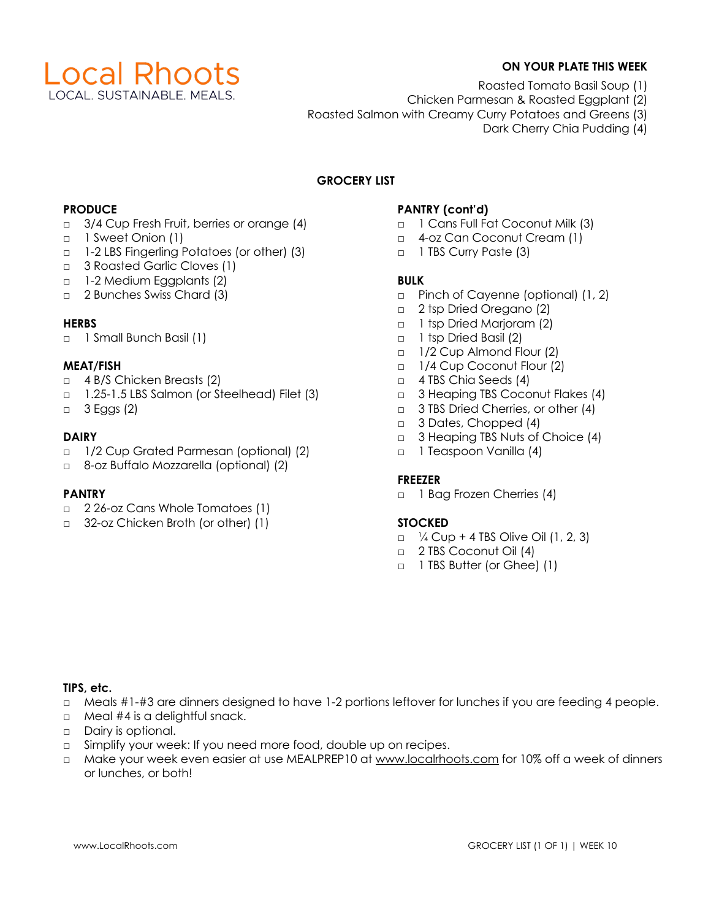# Local Rhoots

LOCAL. SUSTAINABLE. MEALS.

**ON YOUR PLATE THIS WEEK**

Roasted Tomato Basil Soup (1)
Chicken Parmesan & Roasted Eggplant (2)
Roasted Salmon with Creamy Curry Potatoes and Greens (3)
Dark Cherry Chia Pudding (4)

## GROCERY LIST

**PRODUCE**

- □ 3/4 Cup Fresh Fruit, berries or orange (4)
- □ 1 Sweet Onion (1)
- □ 1-2 LBS Fingerling Potatoes (or other) (3)
- □ 3 Roasted Garlic Cloves (1)
- □ 1-2 Medium Eggplants (2)
- □ 2 Bunches Swiss Chard (3)

**HERBS**

- □ 1 Small Bunch Basil (1)

**MEAT/FISH**

- □ 4 B/S Chicken Breasts (2)
- □ 1.25-1.5 LBS Salmon (or Steelhead) Filet (3)
- □ 3 Eggs (2)

**DAIRY**

- □ 1/2 Cup Grated Parmesan (optional) (2)
- □ 8-oz Buffalo Mozzarella (optional) (2)

**PANTRY**

- □ 2 26-oz Cans Whole Tomatoes (1)
- □ 32-oz Chicken Broth (or other) (1)

**PANTRY (cont'd)**

- □ 1 Cans Full Fat Coconut Milk (3)
- □ 4-oz Can Coconut Cream (1)
- □ 1 TBS Curry Paste (3)

**BULK**

- □ Pinch of Cayenne (optional) (1, 2)
- □ 2 tsp Dried Oregano (2)
- □ 1 tsp Dried Marjoram (2)
- □ 1 tsp Dried Basil (2)
- □ 1/2 Cup Almond Flour (2)
- □ 1/4 Cup Coconut Flour (2)
- □ 4 TBS Chia Seeds (4)
- □ 3 Heaping TBS Coconut Flakes (4)
- □ 3 TBS Dried Cherries, or other (4)
- □ 3 Dates, Chopped (4)
- □ 3 Heaping TBS Nuts of Choice (4)
- □ 1 Teaspoon Vanilla (4)

**FREEZER**

- □ 1 Bag Frozen Cherries (4)

**STOCKED**

- □ ¼ Cup + 4 TBS Olive Oil (1, 2, 3)
- □ 2 TBS Coconut Oil (4)
- □ 1 TBS Butter (or Ghee) (1)

**TIPS, etc.**

- □ Meals #1-#3 are dinners designed to have 1-2 portions leftover for lunches if you are feeding 4 people.
- □ Meal #4 is a delightful snack.
- □ Dairy is optional.
- □ Simplify your week: If you need more food, double up on recipes.
- □ Make your week even easier at use MEALPREP10 at www.localrhoots.com for 10% off a week of dinners or lunches, or both!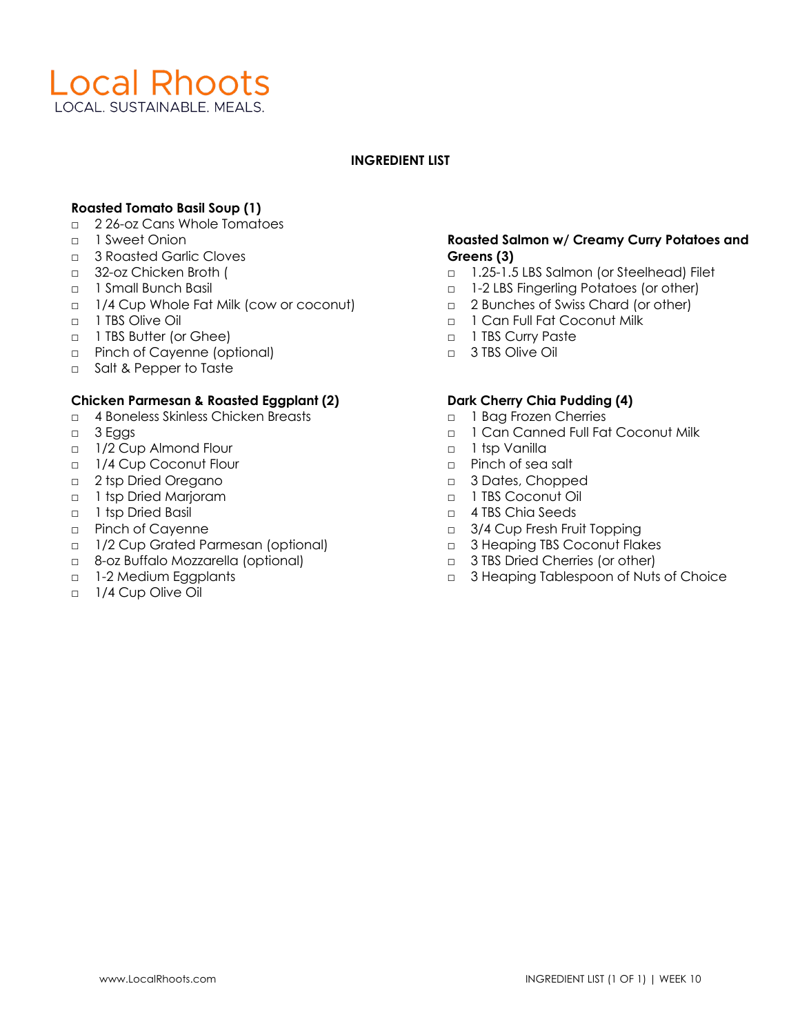# Local Rhoots

LOCAL. SUSTAINABLE. MEALS.

## INGREDIENT LIST

### Roasted Tomato Basil Soup (1)

- 2 26-oz Cans Whole Tomatoes
- 1 Sweet Onion
- 3 Roasted Garlic Cloves
- 32-oz Chicken Broth (
- 1 Small Bunch Basil
- 1/4 Cup Whole Fat Milk (cow or coconut)
- 1 TBS Olive Oil
- 1 TBS Butter (or Ghee)
- Pinch of Cayenne (optional)
- Salt & Pepper to Taste

### Chicken Parmesan & Roasted Eggplant (2)

- 4 Boneless Skinless Chicken Breasts
- 3 Eggs
- 1/2 Cup Almond Flour
- 1/4 Cup Coconut Flour
- 2 tsp Dried Oregano
- 1 tsp Dried Marjoram
- 1 tsp Dried Basil
- Pinch of Cayenne
- 1/2 Cup Grated Parmesan (optional)
- 8-oz Buffalo Mozzarella (optional)
- 1-2 Medium Eggplants
- 1/4 Cup Olive Oil

### Roasted Salmon w/ Creamy Curry Potatoes and Greens (3)

- 1.25-1.5 LBS Salmon (or Steelhead) Filet
- 1-2 LBS Fingerling Potatoes (or other)
- 2 Bunches of Swiss Chard (or other)
- 1 Can Full Fat Coconut Milk
- 1 TBS Curry Paste
- 3 TBS Olive Oil

### Dark Cherry Chia Pudding (4)

- 1 Bag Frozen Cherries
- 1 Can Canned Full Fat Coconut Milk
- 1 tsp Vanilla
- Pinch of sea salt
- 3 Dates, Chopped
- 1 TBS Coconut Oil
- 4 TBS Chia Seeds
- 3/4 Cup Fresh Fruit Topping
- 3 Heaping TBS Coconut Flakes
- 3 TBS Dried Cherries (or other)
- 3 Heaping Tablespoon of Nuts of Choice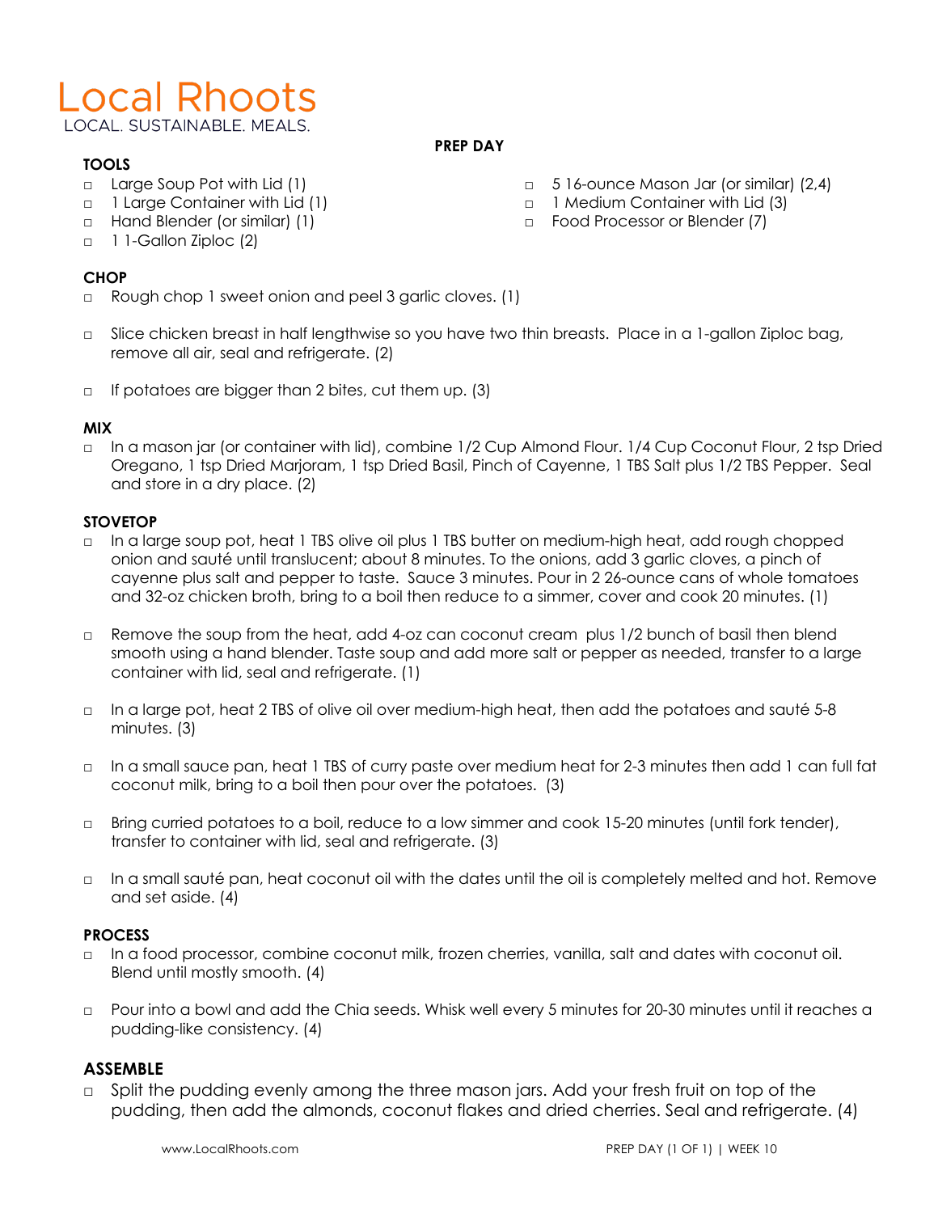# Local Rhoots

LOCAL. SUSTAINABLE. MEALS.

**PREP DAY**

### TOOLS

- □ Large Soup Pot with Lid (1)
- □ 1 Large Container with Lid (1)
- □ Hand Blender (or similar) (1)
- □ 1 1-Gallon Ziploc (2)
- □ 5 16-ounce Mason Jar (or similar) (2,4)
- □ 1 Medium Container with Lid (3)
- □ Food Processor or Blender (7)

### CHOP

- □ Rough chop 1 sweet onion and peel 3 garlic cloves. (1)
- □ Slice chicken breast in half lengthwise so you have two thin breasts. Place in a 1-gallon Ziploc bag, remove all air, seal and refrigerate. (2)
- □ If potatoes are bigger than 2 bites, cut them up. (3)

### MIX

- □ In a mason jar (or container with lid), combine 1/2 Cup Almond Flour. 1/4 Cup Coconut Flour, 2 tsp Dried Oregano, 1 tsp Dried Marjoram, 1 tsp Dried Basil, Pinch of Cayenne, 1 TBS Salt plus 1/2 TBS Pepper. Seal and store in a dry place. (2)

### STOVETOP

- □ In a large soup pot, heat 1 TBS olive oil plus 1 TBS butter on medium-high heat, add rough chopped onion and sauté until translucent; about 8 minutes. To the onions, add 3 garlic cloves, a pinch of cayenne plus salt and pepper to taste. Sauce 3 minutes. Pour in 2 26-ounce cans of whole tomatoes and 32-oz chicken broth, bring to a boil then reduce to a simmer, cover and cook 20 minutes. (1)
- □ Remove the soup from the heat, add 4-oz can coconut cream plus 1/2 bunch of basil then blend smooth using a hand blender. Taste soup and add more salt or pepper as needed, transfer to a large container with lid, seal and refrigerate. (1)
- □ In a large pot, heat 2 TBS of olive oil over medium-high heat, then add the potatoes and sauté 5-8 minutes. (3)
- □ In a small sauce pan, heat 1 TBS of curry paste over medium heat for 2-3 minutes then add 1 can full fat coconut milk, bring to a boil then pour over the potatoes. (3)
- □ Bring curried potatoes to a boil, reduce to a low simmer and cook 15-20 minutes (until fork tender), transfer to container with lid, seal and refrigerate. (3)
- □ In a small sauté pan, heat coconut oil with the dates until the oil is completely melted and hot. Remove and set aside. (4)

### PROCESS

- □ In a food processor, combine coconut milk, frozen cherries, vanilla, salt and dates with coconut oil. Blend until mostly smooth. (4)
- □ Pour into a bowl and add the Chia seeds. Whisk well every 5 minutes for 20-30 minutes until it reaches a pudding-like consistency. (4)

### ASSEMBLE

- □ Split the pudding evenly among the three mason jars. Add your fresh fruit on top of the pudding, then add the almonds, coconut flakes and dried cherries. Seal and refrigerate. (4)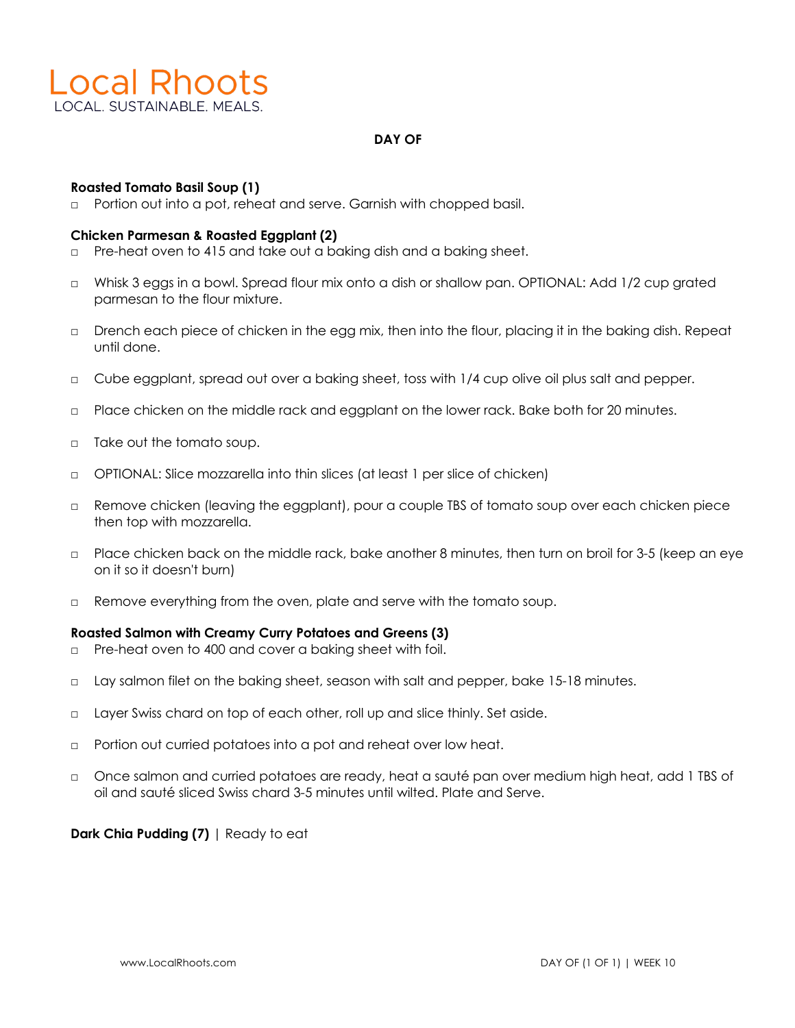Local Rhoots
LOCAL. SUSTAINABLE. MEALS.

## DAY OF

**Roasted Tomato Basil Soup (1)**

- ☐ Portion out into a pot, reheat and serve. Garnish with chopped basil.

**Chicken Parmesan & Roasted Eggplant (2)**

- ☐ Pre-heat oven to 415 and take out a baking dish and a baking sheet.
- ☐ Whisk 3 eggs in a bowl. Spread flour mix onto a dish or shallow pan. OPTIONAL: Add 1/2 cup grated parmesan to the flour mixture.
- ☐ Drench each piece of chicken in the egg mix, then into the flour, placing it in the baking dish. Repeat until done.
- ☐ Cube eggplant, spread out over a baking sheet, toss with 1/4 cup olive oil plus salt and pepper.
- ☐ Place chicken on the middle rack and eggplant on the lower rack. Bake both for 20 minutes.
- ☐ Take out the tomato soup.
- ☐ OPTIONAL: Slice mozzarella into thin slices (at least 1 per slice of chicken)
- ☐ Remove chicken (leaving the eggplant), pour a couple TBS of tomato soup over each chicken piece then top with mozzarella.
- ☐ Place chicken back on the middle rack, bake another 8 minutes, then turn on broil for 3-5 (keep an eye on it so it doesn't burn)
- ☐ Remove everything from the oven, plate and serve with the tomato soup.

**Roasted Salmon with Creamy Curry Potatoes and Greens (3)**

- ☐ Pre-heat oven to 400 and cover a baking sheet with foil.
- ☐ Lay salmon filet on the baking sheet, season with salt and pepper, bake 15-18 minutes.
- ☐ Layer Swiss chard on top of each other, roll up and slice thinly. Set aside.
- ☐ Portion out curried potatoes into a pot and reheat over low heat.
- ☐ Once salmon and curried potatoes are ready, heat a sauté pan over medium high heat, add 1 TBS of oil and sauté sliced Swiss chard 3-5 minutes until wilted. Plate and Serve.

**Dark Chia Pudding (7)** | Ready to eat